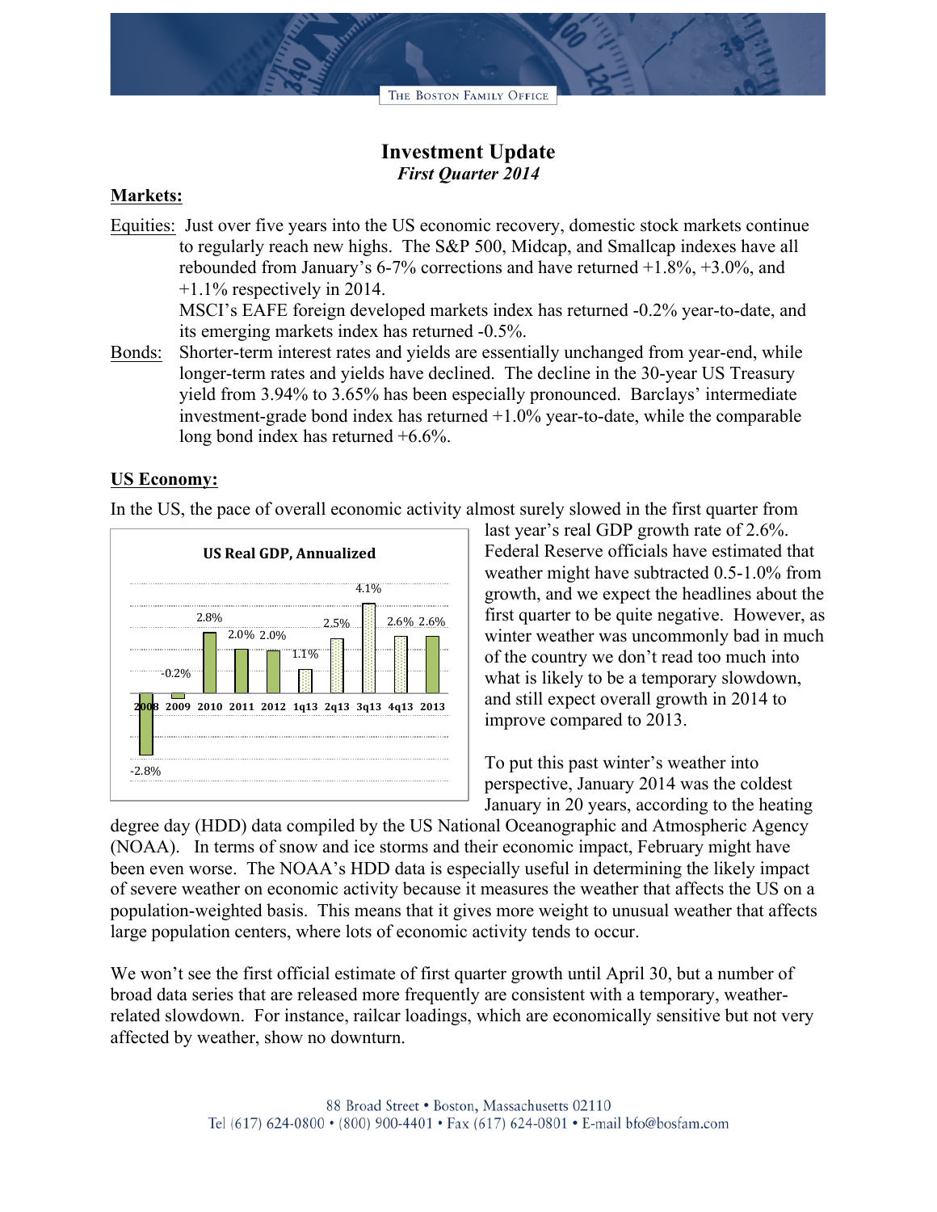# Investment Update

*First Quarter 2014*

## Markets:

Equities: Just over five years into the US economic recovery, domestic stock markets continue to regularly reach new highs. The S&P 500, Midcap, and Smallcap indexes have all rebounded from January's 6-7% corrections and have returned +1.8%, +3.0%, and +1.1% respectively in 2014.

MSCI's EAFE foreign developed markets index has returned -0.2% year-to-date, and its emerging markets index has returned -0.5%.

Bonds: Shorter-term interest rates and yields are essentially unchanged from year-end, while longer-term rates and yields have declined. The decline in the 30-year US Treasury yield from 3.94% to 3.65% has been especially pronounced. Barclays' intermediate investment-grade bond index has returned +1.0% year-to-date, while the comparable long bond index has returned +6.6%.

## US Economy:

In the US, the pace of overall economic activity almost surely slowed in the first quarter from last year's real GDP growth rate of 2.6%. Federal Reserve officials have estimated that weather might have subtracted 0.5-1.0% from growth, and we expect the headlines about the first quarter to be quite negative. However, as winter weather was uncommonly bad in much of the country we don't read too much into what is likely to be a temporary slowdown, and still expect overall growth in 2014 to improve compared to 2013.

**US Real GDP, Annualized**

| 2008 | 2009 | 2010 | 2011 | 2012 | 1q13 | 2q13 | 3q13 | 4q13 | 2013 |
|---|---|---|---|---|---|---|---|---|---|
| -2.8% | -0.2% | 2.8% | 2.0% | 2.0% | 1.1% | 2.5% | 4.1% | 2.6% | 2.6% |

To put this past winter's weather into perspective, January 2014 was the coldest January in 20 years, according to the heating degree day (HDD) data compiled by the US National Oceanographic and Atmospheric Agency (NOAA). In terms of snow and ice storms and their economic impact, February might have been even worse. The NOAA's HDD data is especially useful in determining the likely impact of severe weather on economic activity because it measures the weather that affects the US on a population-weighted basis. This means that it gives more weight to unusual weather that affects large population centers, where lots of economic activity tends to occur.

We won't see the first official estimate of first quarter growth until April 30, but a number of broad data series that are released more frequently are consistent with a temporary, weather-related slowdown. For instance, railcar loadings, which are economically sensitive but not very affected by weather, show no downturn.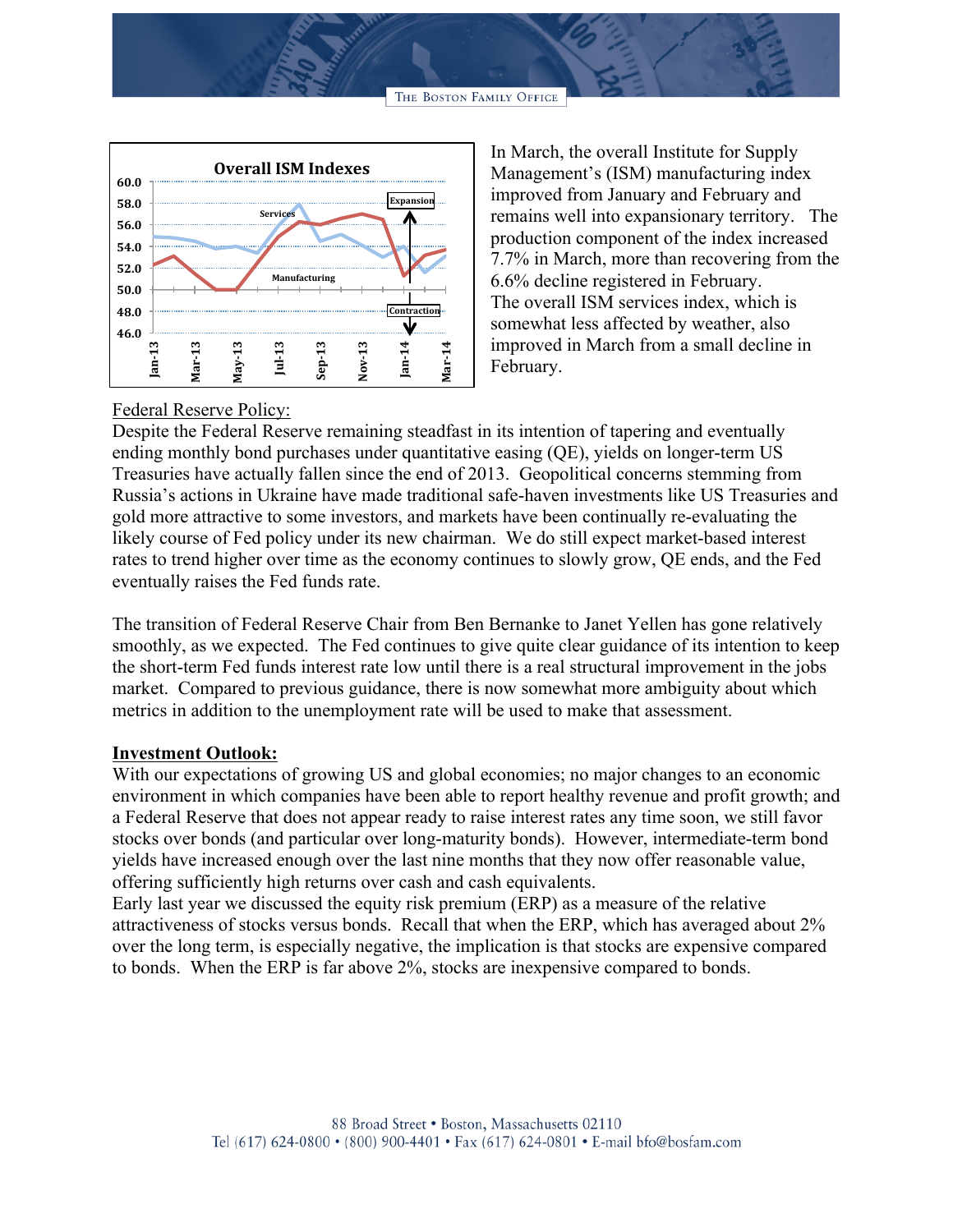In March, the overall Institute for Supply Management's (ISM) manufacturing index improved from January and February and remains well into expansionary territory. The production component of the index increased 7.7% in March, more than recovering from the 6.6% decline registered in February. The overall ISM services index, which is somewhat less affected by weather, also improved in March from a small decline in February.

Federal Reserve Policy:

Despite the Federal Reserve remaining steadfast in its intention of tapering and eventually ending monthly bond purchases under quantitative easing (QE), yields on longer-term US Treasuries have actually fallen since the end of 2013. Geopolitical concerns stemming from Russia's actions in Ukraine have made traditional safe-haven investments like US Treasuries and gold more attractive to some investors, and markets have been continually re-evaluating the likely course of Fed policy under its new chairman. We do still expect market-based interest rates to trend higher over time as the economy continues to slowly grow, QE ends, and the Fed eventually raises the Fed funds rate.

The transition of Federal Reserve Chair from Ben Bernanke to Janet Yellen has gone relatively smoothly, as we expected. The Fed continues to give quite clear guidance of its intention to keep the short-term Fed funds interest rate low until there is a real structural improvement in the jobs market. Compared to previous guidance, there is now somewhat more ambiguity about which metrics in addition to the unemployment rate will be used to make that assessment.

**Investment Outlook:**

With our expectations of growing US and global economies; no major changes to an economic environment in which companies have been able to report healthy revenue and profit growth; and a Federal Reserve that does not appear ready to raise interest rates any time soon, we still favor stocks over bonds (and particular over long-maturity bonds). However, intermediate-term bond yields have increased enough over the last nine months that they now offer reasonable value, offering sufficiently high returns over cash and cash equivalents.

Early last year we discussed the equity risk premium (ERP) as a measure of the relative attractiveness of stocks versus bonds. Recall that when the ERP, which has averaged about 2% over the long term, is especially negative, the implication is that stocks are expensive compared to bonds. When the ERP is far above 2%, stocks are inexpensive compared to bonds.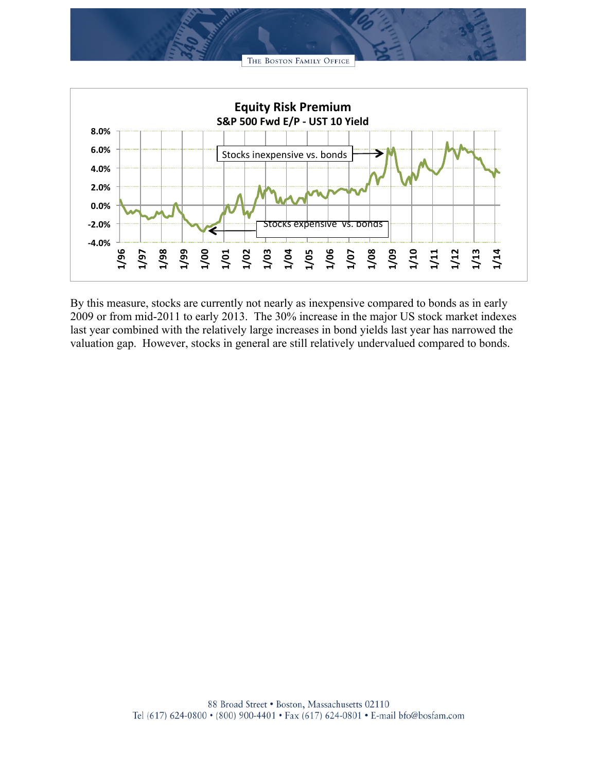Equity Risk Premium

S&P 500 Fwd E/P - UST 10 Yield

8.0%
6.0%
4.0%
2.0%
0.0%
-2.0%
-4.0%

1/96 1/97 1/98 1/99 1/00 1/01 1/02 1/03 1/04 1/05 1/06 1/07 1/08 1/09 1/10 1/11 1/12 1/13 1/14

Stocks inexpensive vs. bonds

Stocks expensive vs. bonds

By this measure, stocks are currently not nearly as inexpensive compared to bonds as in early 2009 or from mid-2011 to early 2013. The 30% increase in the major US stock market indexes last year combined with the relatively large increases in bond yields last year has narrowed the valuation gap. However, stocks in general are still relatively undervalued compared to bonds.